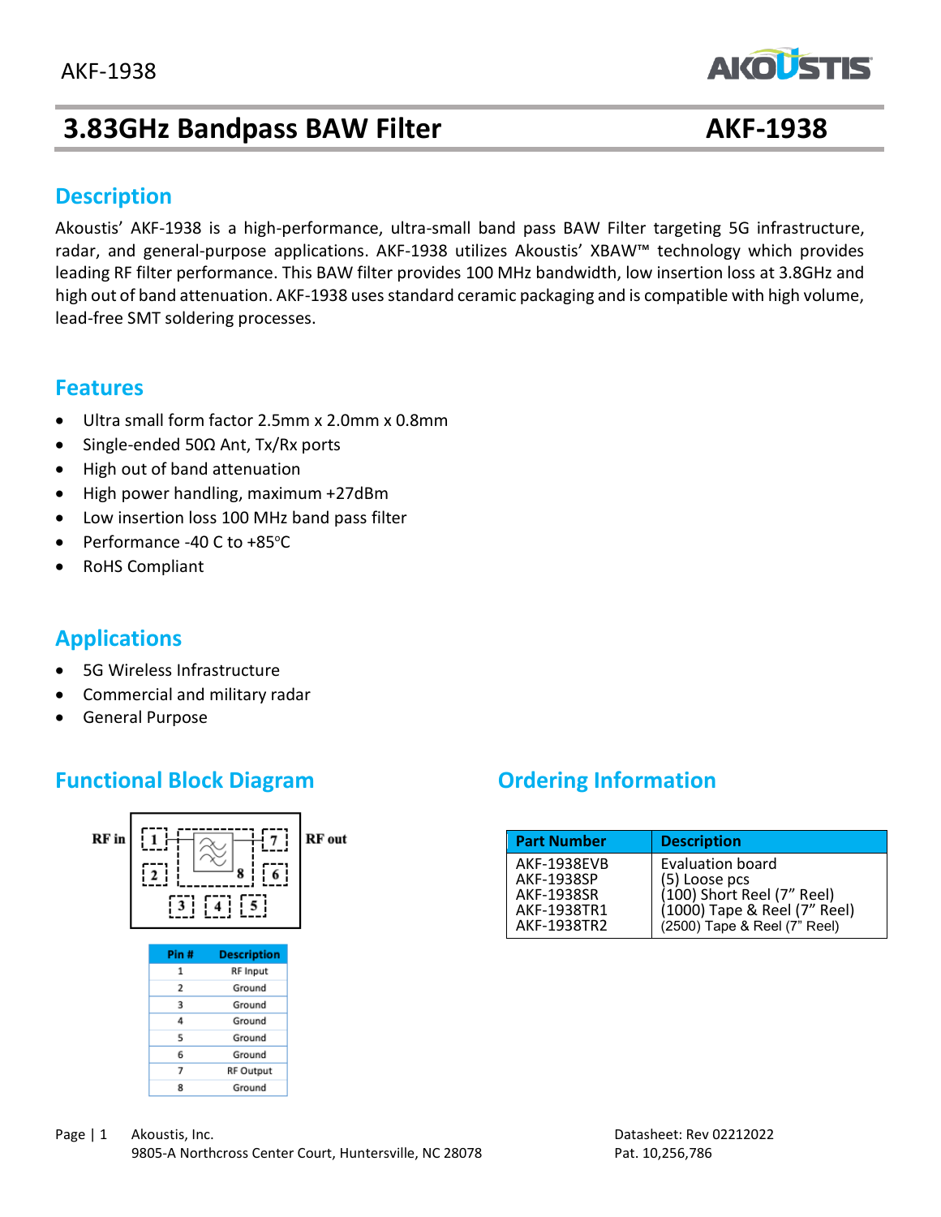# 3.83GHz Bandpass BAW Filter AKF-1938

## Description

Akoustis' AKF-1938 is a high-performance, ultra-small band pass BAW Filter targeting 5G infrastructure, radar, and general-purpose applications. AKF-1938 utilizes Akoustis' XBAW™ technology which provides leading RF filter performance. This BAW filter provides 100 MHz bandwidth, low insertion loss at 3.8GHz and high out of band attenuation. AKF-1938 uses standard ceramic packaging and is compatible with high volume, lead-free SMT soldering processes.

## Features

- Ultra small form factor 2.5mm x 2.0mm x 0.8mm
- Single-ended 50Ω Ant, Tx/Rx ports
- High out of band attenuation
- High power handling, maximum +27dBm
- Low insertion loss 100 MHz band pass filter
- Performance -40 C to +85°C
- RoHS Compliant

## Applications

- 5G Wireless Infrastructure
- Commercial and military radar
- General Purpose

## Functional Block Diagram

RF in | RF out

| Pin # | Description |
|---|---|
| 1 | RF Input |
| 2 | Ground |
| 3 | Ground |
| 4 | Ground |
| 5 | Ground |
| 6 | Ground |
| 7 | RF Output |
| 8 | Ground |

## Ordering Information

| Part Number | Description |
|---|---|
| AKF-1938EVB | Evaluation board |
| AKF-1938SP | (5) Loose pcs |
| AKF-1938SR | (100) Short Reel (7" Reel) |
| AKF-1938TR1 | (1000) Tape & Reel (7" Reel) |
| AKF-1938TR2 | (2500) Tape & Reel (7" Reel) |

Akoustis, Inc.
9805-A Northcross Center Court, Huntersville, NC 28078

Datasheet: Rev 02212022
Pat. 10,256,786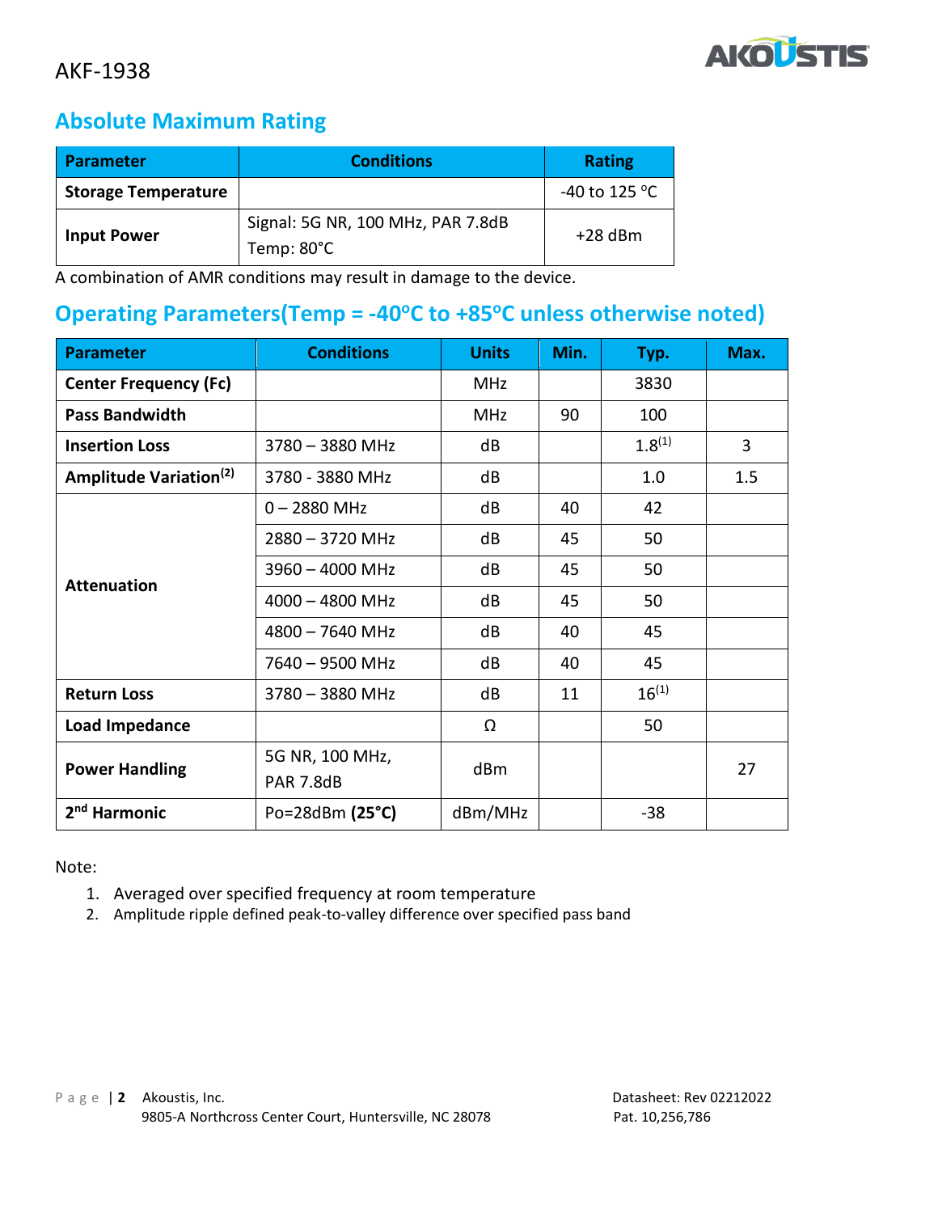## Absolute Maximum Rating

| Parameter | Conditions | Rating |
|---|---|---|
| **Storage Temperature** | | -40 to 125 °C |
| **Input Power** | Signal: 5G NR, 100 MHz, PAR 7.8dB<br>Temp: 80°C | +28 dBm |

A combination of AMR conditions may result in damage to the device.

## Operating Parameters(Temp = -40°C to +85°C unless otherwise noted)

| Parameter | Conditions | Units | Min. | Typ. | Max. |
|---|---|---|---|---|---|
| **Center Frequency (Fc)** | | MHz | | 3830 | |
| **Pass Bandwidth** | | MHz | 90 | 100 | |
| **Insertion Loss** | 3780 – 3880 MHz | dB | | 1.8(1) | 3 |
| **Amplitude Variation(2)** | 3780 - 3880 MHz | dB | | 1.0 | 1.5 |
| **Attenuation** | 0 – 2880 MHz | dB | 40 | 42 | |
| | 2880 – 3720 MHz | dB | 45 | 50 | |
| | 3960 – 4000 MHz | dB | 45 | 50 | |
| | 4000 – 4800 MHz | dB | 45 | 50 | |
| | 4800 – 7640 MHz | dB | 40 | 45 | |
| | 7640 – 9500 MHz | dB | 40 | 45 | |
| **Return Loss** | 3780 – 3880 MHz | dB | 11 | 16(1) | |
| **Load Impedance** | | Ω | | 50 | |
| **Power Handling** | 5G NR, 100 MHz,<br>PAR 7.8dB | dBm | | | 27 |
| **2nd Harmonic** | Po=28dBm **(25°C)** | dBm/MHz | | -38 | |

Note:

1. Averaged over specified frequency at room temperature
2. Amplitude ripple defined peak-to-valley difference over specified pass band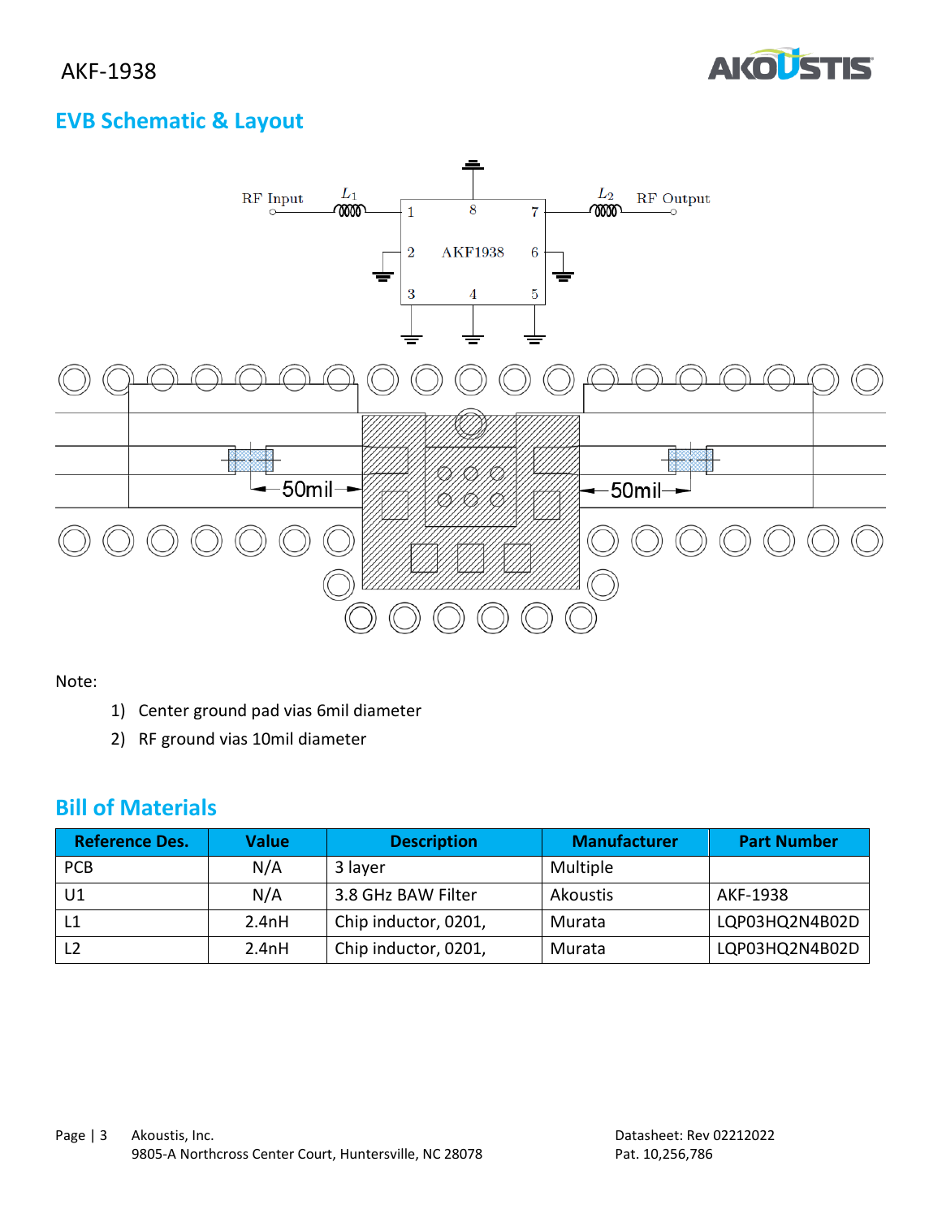## EVB Schematic & Layout

Note:

1) Center ground pad vias 6mil diameter
2) RF ground vias 10mil diameter

## Bill of Materials

| Reference Des. | Value | Description | Manufacturer | Part Number |
|---|---|---|---|---|
| PCB | N/A | 3 layer | Multiple | |
| U1 | N/A | 3.8 GHz BAW Filter | Akoustis | AKF-1938 |
| L1 | 2.4nH | Chip inductor, 0201, | Murata | LQP03HQ2N4B02D |
| L2 | 2.4nH | Chip inductor, 0201, | Murata | LQP03HQ2N4B02D |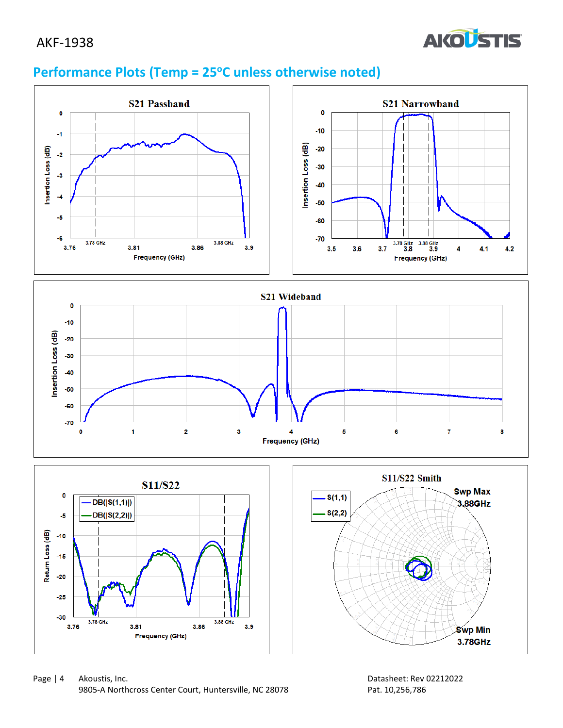## Performance Plots (Temp = 25°C unless otherwise noted)

S21 Passband

S21 Narrowband

S21 Wideband

S11/S22

S11/S22 Smith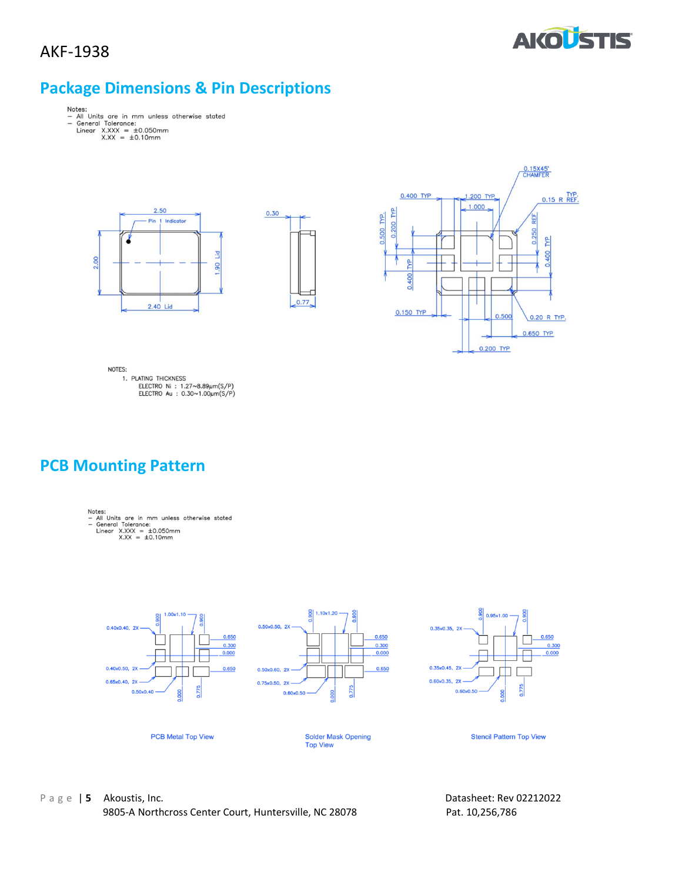AKF-1938

## Package Dimensions & Pin Descriptions

Notes:
- All Units are in mm unless otherwise stated
- General Tolerance:
  Linear X.XXX = ±0.050mm
  X.XX = ±0.10mm

NOTES:
1. PLATING THICKNESS
   ELECTRO Ni : 1.27~8.89μm(S/P)
   ELECTRO Au : 0.30~1.00μm(S/P)

## PCB Mounting Pattern

Notes:
- All Units are in mm unless otherwise stated
- General Tolerance:
  Linear X.XXX = ±0.050mm
  X.XX = ±0.10mm

PCB Metal Top View

Solder Mask Opening Top View

Stencil Pattern Top View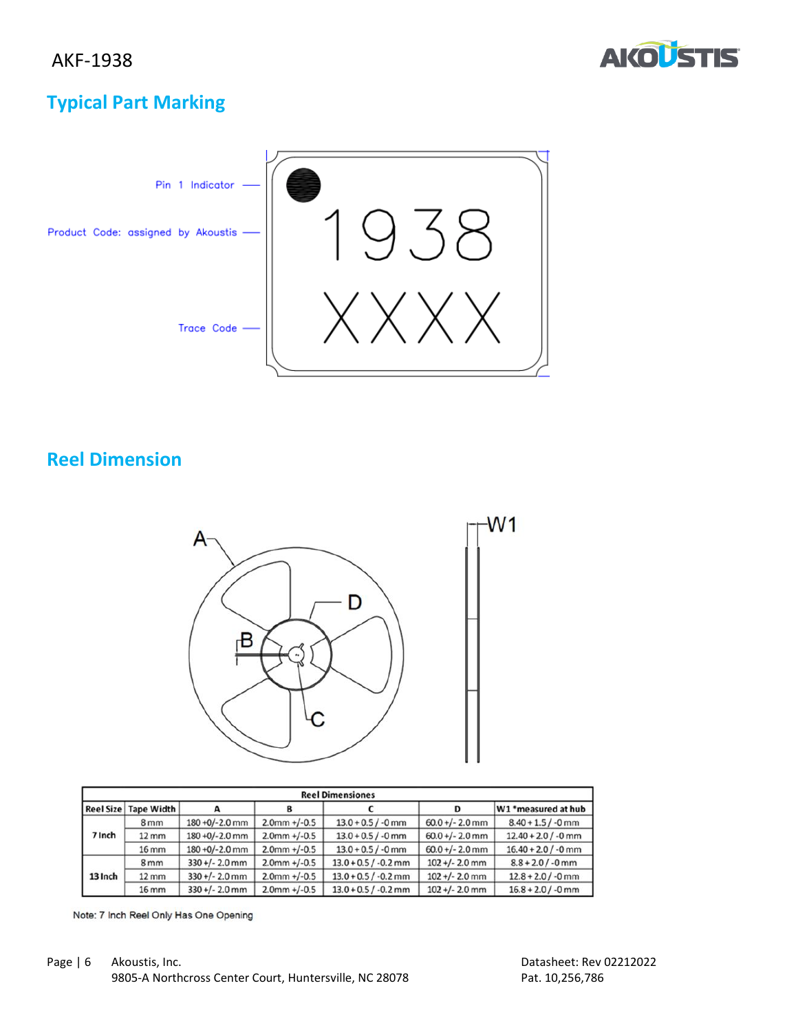## Typical Part Marking

## Reel Dimension

| Reel Dimensions | | | | | | |
|---|---|---|---|---|---|---|
| Reel Size | Tape Width | A | B | C | D | W1 *measured at hub |
| 7 Inch | 8 mm | 180 +0/-2.0 mm | 2.0mm +/-0.5 | 13.0 + 0.5 / -0 mm | 60.0 +/- 2.0 mm | 8.40 + 1.5 / -0 mm |
| | 12 mm | 180 +0/-2.0 mm | 2.0mm +/-0.5 | 13.0 + 0.5 / -0 mm | 60.0 +/- 2.0 mm | 12.40 + 2.0 / -0 mm |
| | 16 mm | 180 +0/-2.0 mm | 2.0mm +/-0.5 | 13.0 + 0.5 / -0 mm | 60.0 +/- 2.0 mm | 16.40 + 2.0 / -0 mm |
| 13 Inch | 8 mm | 330 +/- 2.0 mm | 2.0mm +/-0.5 | 13.0 + 0.5 / -0.2 mm | 102 +/- 2.0 mm | 8.8 + 2.0 / -0 mm |
| | 12 mm | 330 +/- 2.0 mm | 2.0mm +/-0.5 | 13.0 + 0.5 / -0.2 mm | 102 +/- 2.0 mm | 12.8 + 2.0 / -0 mm |
| | 16 mm | 330 +/- 2.0 mm | 2.0mm +/-0.5 | 13.0 + 0.5 / -0.2 mm | 102 +/- 2.0 mm | 16.8 + 2.0 / -0 mm |

Note: 7 Inch Reel Only Has One Opening

Akoustis, Inc.
9805-A Northcross Center Court, Huntersville, NC 28078

Datasheet: Rev 02212022
Pat. 10,256,786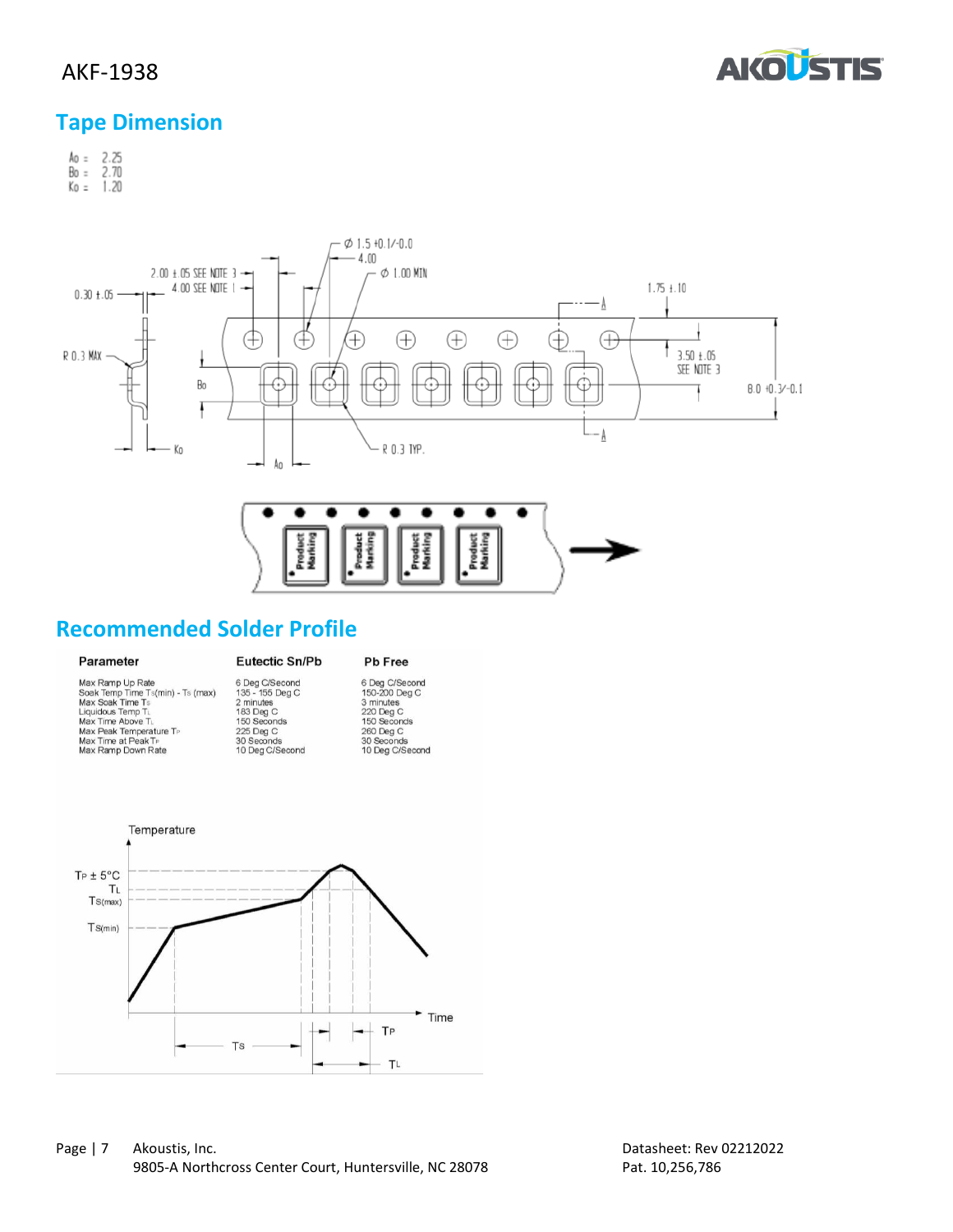## Tape Dimension

Ao = 2.25
Bo = 2.70
Ko = 1.20

## Recommended Solder Profile

| Parameter | Eutectic Sn/Pb | Pb Free |
|---|---|---|
| Max Ramp Up Rate | 6 Deg C/Second | 6 Deg C/Second |
| Soak Temp Time $T_S$(min) - $T_S$ (max) | 135 - 155 Deg C | 150-200 Deg C |
| Max Soak Time $T_S$ | 2 minutes | 3 minutes |
| Liquidous Temp $T_L$ | 183 Deg C | 220 Deg C |
| Max Time Above $T_L$ | 150 Seconds | 150 Seconds |
| Max Peak Temperature $T_P$ | 225 Deg C | 260 Deg C |
| Max Time at Peak $T_P$ | 30 Seconds | 30 Seconds |
| Max Ramp Down Rate | 10 Deg C/Second | 10 Deg C/Second |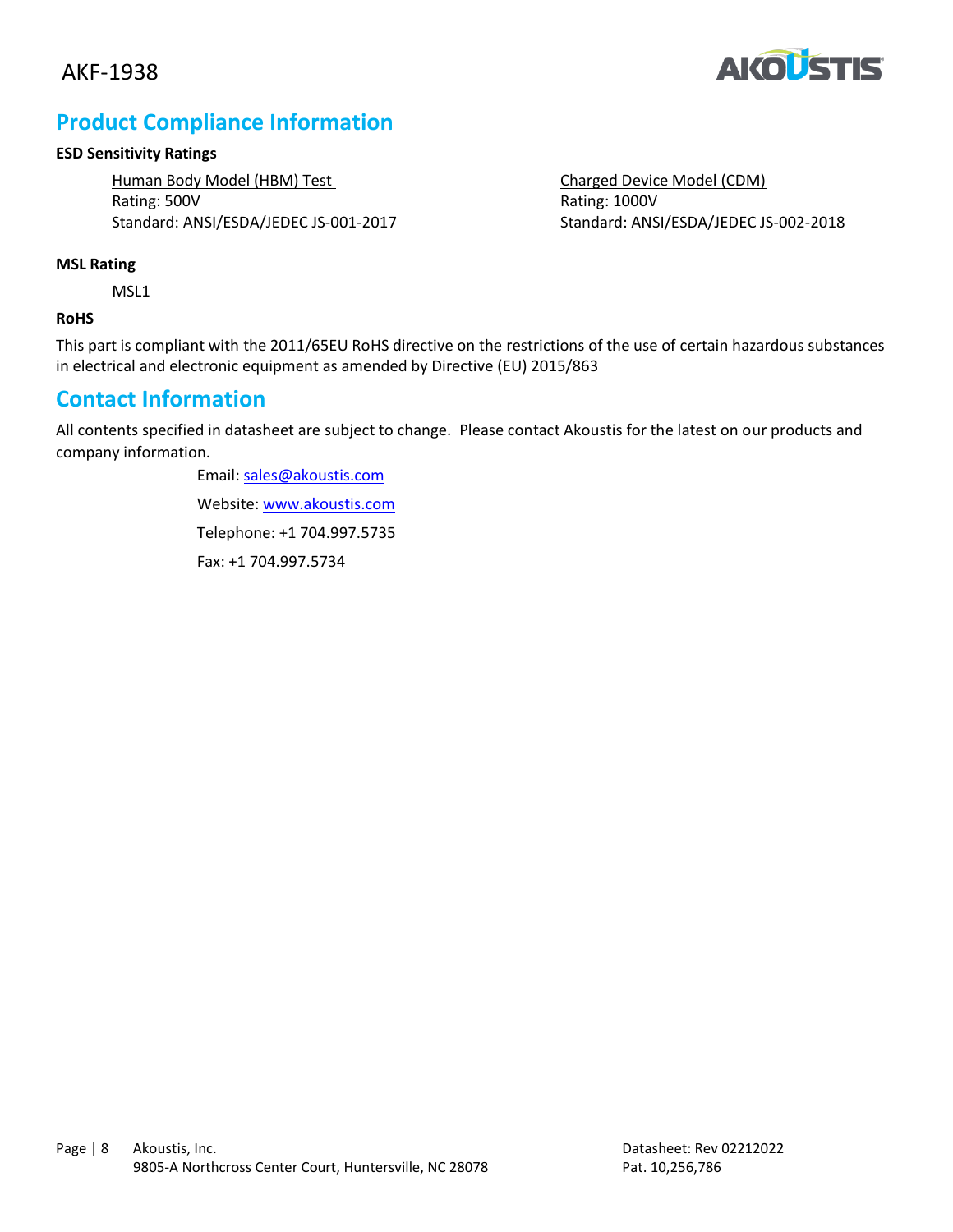## Product Compliance Information

**ESD Sensitivity Ratings**

Human Body Model (HBM) Test
Rating: 500V
Standard: ANSI/ESDA/JEDEC JS-001-2017

Charged Device Model (CDM)
Rating: 1000V
Standard: ANSI/ESDA/JEDEC JS-002-2018

**MSL Rating**

MSL1

**RoHS**

This part is compliant with the 2011/65EU RoHS directive on the restrictions of the use of certain hazardous substances in electrical and electronic equipment as amended by Directive (EU) 2015/863

## Contact Information

All contents specified in datasheet are subject to change. Please contact Akoustis for the latest on our products and company information.

Email: sales@akoustis.com

Website: www.akoustis.com

Telephone: +1 704.997.5735

Fax: +1 704.997.5734

Akoustis, Inc.
9805-A Northcross Center Court, Huntersville, NC 28078

Datasheet: Rev 02212022
Pat. 10,256,786